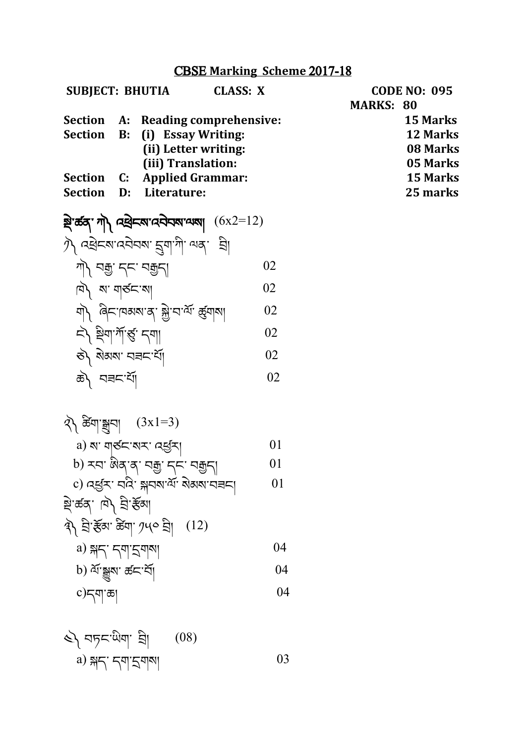# CBSE Marking Scheme 2017-18

**SUBJECT: BHUTIA** **CLASS: X** **CODE NO: 095**

**MARKS: 80**

| | | |
|---|---|---|
| **Section A:** | **Reading comprehensive:** | **15 Marks** |
| **Section B:** | **(i) Essay Writing:** | **12 Marks** |
| | **(ii) Letter writing:** | **08 Marks** |
| | **(iii) Translation:** | **05 Marks** |
| **Section C:** | **Applied Grammar:** | **15 Marks** |
| **Section D:** | **Literature:** | **25 marks** |

**སྡེ་ཚན་ ཀ༽ འཕྲེངས་འབེབས་ལས།** (6x2=12)

༡༽ འཕྲེངས་འབེབས་ དྲུག་གི་ ལན་ བྲི།

ཀ༽ བརྒྱ་ དང་ བརྒྱད། 02

ཁ༽ ས་ གཙང་ས། 02

ག༽ ཞིང་ཁམས་ན་ སྐྱེ་བ་ལོ་ ཚུགས། 02

ང༽ ཕྱིག་ཀོ་ཙུ་ དག། 02

ཅ༽ སེམས་ བཟང་པོ། 02

ཆ༽ བཟང་པོ། 02

༢༽ ཚིག་སྦྱུབ། (3x1=3)

a) ས་ གཙང་སར་ འཚོར། 01

b) རབ་ ཨིན་ན་ བརྒྱ་ དང་ བརྒྱད། 01

c) འཚོར་ བའི་ སྐབས་ལོ་ སེམས་བཟང་། 01

སྡེ་ཚན་ ཁ༽ བྲི་རྩོམ།

༣༽ བྲི་རྩོམ་ ཚིག་ ༡༥༠ བྲི། (12)

a) སྐད་ དག་དྭགས། 04

b) ལོ་སྦྱུས་ ཚང་པོ། 04

c) དག་ཆ། 04

༤༽ བཏང་ཡིག་ བྲི། (08)

a) སྐད་ དག་དྭགས། 03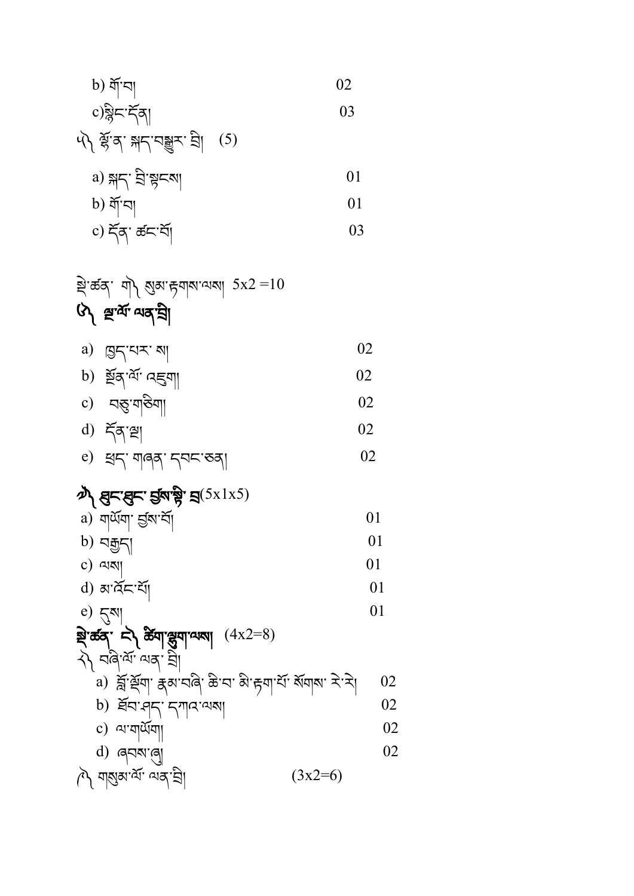b) གོ་བ། 02

c) སྙིང་དོན། 03

༥༽ སྟོན་ སྐད་བསྒྱུར་ བྲི། (5)

a) སྐད་ བྲི་སྟངས། 01

b) གོ་བ། 01

c) དོན་ ཚང་པོ། 03

སྡེ་ཚན་ ག༽ ལུས་རྟགས་ལས། 5x2 =10

**༦༽ ལྷ་ཕོ་ ལན་བྲིས།**

a) ཁྱད་པར་ ས། 02

b) སྔོན་པོ་ འཛུག། 02

c) བཅུ་གཅིག། 02

d) དོན་ལྷ། 02

e) ཕྱད་ གཞན་ དབང་ཅན། 02

**༧༽ ཐུང་ཐུང་ བྱས་སྟེ་ བྲ(5x1x5)**

a) གཡོག་ བྱས་པོ། 01

b) བརྒྱད། 01

c) ལས། 01

d) མ་འོང་པོ། 01

e) ངུས། 01

**སྡེ་ཚན་ ང༽ ཚིག་ཕྲུག་ལས།** (4x2=8)

༨༽ བཞི་པོ་ ལན་ བྲི།

a) བློ་གྲོག་ རྣམ་བཞི་ ཆེ་བ་ མི་རྟག་པོ་ སོགས་ རེ་རེ། 02

b) ཐོབ་ཤད་ དཀའ་ལས། 02

c) ལ་གཡོག། 02

d) ཞབས་ཞུ། 02

༩༽ གསུམ་པོ་ ལན་བྲི། (3x2=6)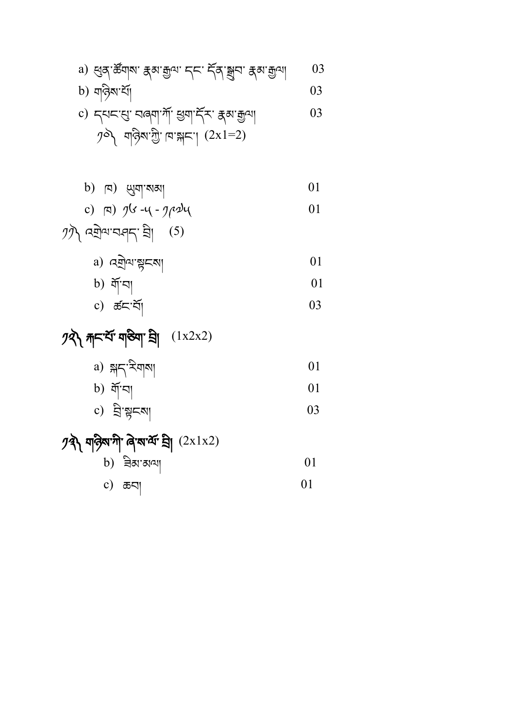a) ཕྱུན་ཚོགས་ རྣམ་རྒྱལ་ དང་ དོན་སྒྲུབ་ རྣམ་རྒྱལ། 03

b) གཉིས་པོ། 03

c) དཔང་པོ་ བཞག་ཀོ་ ཕྱག་དོར་ རྣམ་རྒྱལ། 03

༡༠༽ གཉིས་ཀྱི་ ཁ་སྐད་། (2x1=2)

b) ཁ) ཡུག་སམ། 01

c) ཁ) ༡༤ -༥ - ༡༩༧༥ 01

༡༡༽ འགྲེལ་བཤད་ དྲི། (5)

a) འགྲེལ་སྟངས། 01

b) གོ་བ། 01

c) ཚང་པོ། 03

## ༡༢༽ ཀ་ང་པོ་ གཅིག་ དྲི། (1x2x2)

a) སྐད་རིགས། 01

b) གོ་བ། 01

c) དྲི་སྟངས། 03

## ༡༣༽ གཉིས་ཀི་ ཞེ་སའི་ དྲི། (2x1x2)

b) ཟིམ་མལ། 01

c) ཆབ། 01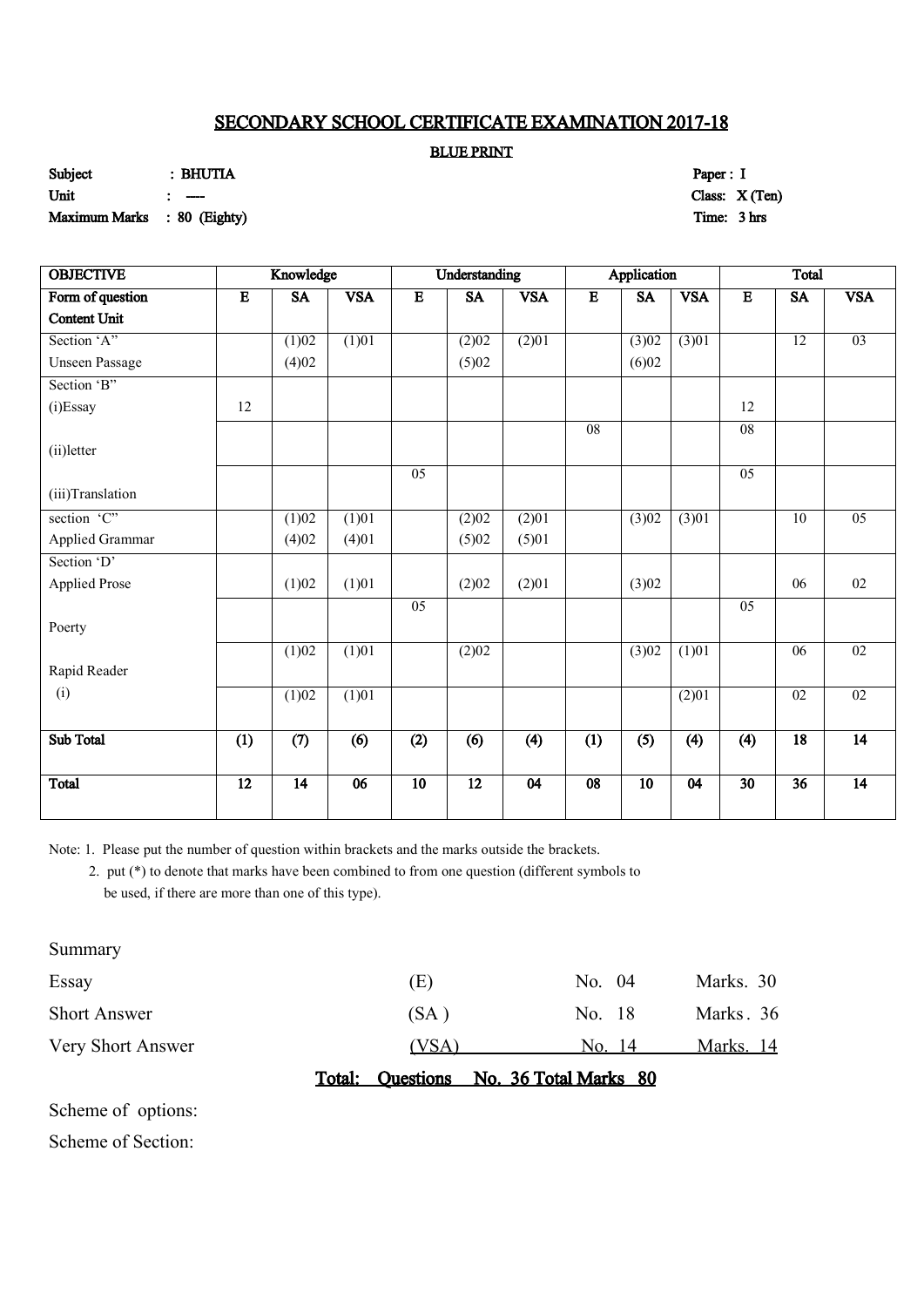# SECONDARY SCHOOL CERTIFICATE EXAMINATION 2017-18

## BLUE PRINT

**Subject** : **BHUTIA** **Paper : I**

**Unit** : ---- **Class: X (Ten)**

**Maximum Marks** : **80 (Eighty)** **Time: 3 hrs**

| OBJECTIVE | Knowledge | | | Understanding | | | Application | | | Total | | |
|---|---|---|---|---|---|---|---|---|---|---|---|---|
| Form of question Content Unit | E | SA | VSA | E | SA | VSA | E | SA | VSA | E | SA | VSA |
| Section 'A" Unseen Passage | | (1)02 (4)02 | (1)01 | | (2)02 (5)02 | (2)01 | | (3)02 (6)02 | (3)01 | | 12 | 03 |
| Section 'B" (i)Essay | 12 | | | | | | | | | 12 | | |
| (ii)letter | | | | | | | 08 | | | 08 | | |
| (iii)Translation | | | | 05 | | | | | | 05 | | |
| section 'C" Applied Grammar | | (1)02 (4)02 | (1)01 (4)01 | | (2)02 (5)02 | (2)01 (5)01 | | (3)02 | (3)01 | | 10 | 05 |
| Section 'D' Applied Prose | | (1)02 | (1)01 | | (2)02 | (2)01 | | (3)02 | | | 06 | 02 |
| Poerty | | | | 05 | | | | | | 05 | | |
| Rapid Reader | | (1)02 | (1)01 | | (2)02 | | | (3)02 | (1)01 | | 06 | 02 |
| (i) | | (1)02 | (1)01 | | | | | | (2)01 | | 02 | 02 |
| **Sub Total** | **(1)** | **(7)** | **(6)** | **(2)** | **(6)** | **(4)** | **(1)** | **(5)** | **(4)** | **(4)** | **18** | **14** |
| **Total** | **12** | **14** | **06** | **10** | **12** | **04** | **08** | **10** | **04** | **30** | **36** | **14** |

Note: 1. Please put the number of question within brackets and the marks outside the brackets.

2. put (*) to denote that marks have been combined to from one question (different symbols to be used, if there are more than one of this type).

Summary

| | | | |
|---|---|---|---|
| Essay | (E) | No. 04 | Marks. 30 |
| Short Answer | (SA ) | No. 18 | Marks . 36 |
| Very Short Answer | (VSA) | No. 14 | Marks. 14 |

**Total: Questions No. 36 Total Marks 80**

Scheme of options:

Scheme of Section: